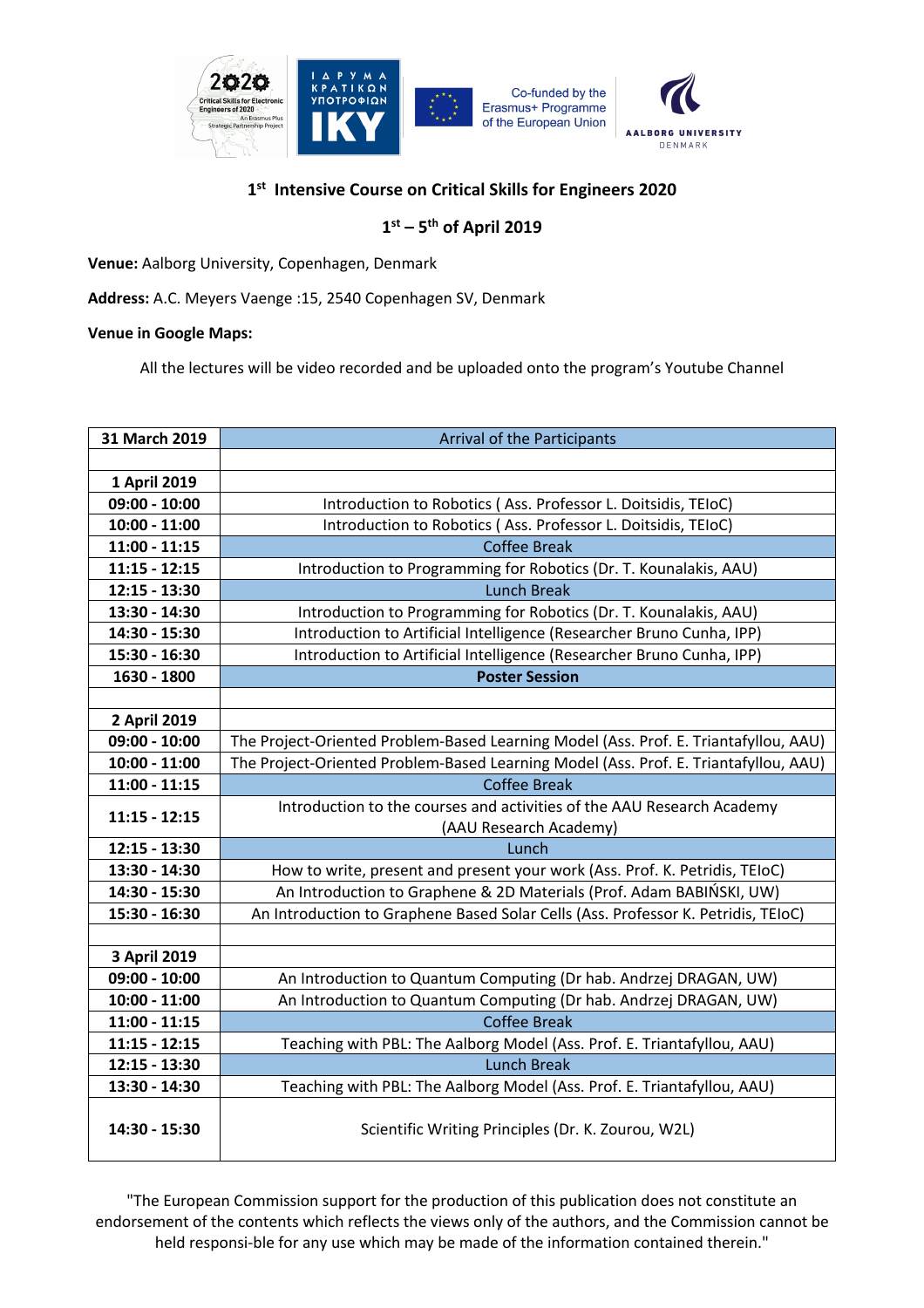## 1st Intensive Course on Critical Skills for Engineers 2020

### 1st – 5th of April 2019

**Venue:** Aalborg University, Copenhagen, Denmark

**Address:** A.C. Meyers Vaenge :15, 2540 Copenhagen SV, Denmark

**Venue in Google Maps:**

All the lectures will be video recorded and be uploaded onto the program's Youtube Channel

| 31 March 2019 | Arrival of the Participants |
|---|---|
| | |
| **1 April 2019** | |
| **09:00 - 10:00** | Introduction to Robotics ( Ass. Professor L. Doitsidis, TEIoC) |
| **10:00 - 11:00** | Introduction to Robotics ( Ass. Professor L. Doitsidis, TEIoC) |
| **11:00 - 11:15** | Coffee Break |
| **11:15 - 12:15** | Introduction to Programming for Robotics (Dr. T. Kounalakis, AAU) |
| **12:15 - 13:30** | Lunch Break |
| **13:30 - 14:30** | Introduction to Programming for Robotics (Dr. T. Kounalakis, AAU) |
| **14:30 - 15:30** | Introduction to Artificial Intelligence (Researcher Bruno Cunha, IPP) |
| **15:30 - 16:30** | Introduction to Artificial Intelligence (Researcher Bruno Cunha, IPP) |
| **1630 - 1800** | **Poster Session** |
| | |
| **2 April 2019** | |
| **09:00 - 10:00** | The Project-Oriented Problem-Based Learning Model (Ass. Prof. E. Triantafyllou, AAU) |
| **10:00 - 11:00** | The Project-Oriented Problem-Based Learning Model (Ass. Prof. E. Triantafyllou, AAU) |
| **11:00 - 11:15** | Coffee Break |
| **11:15 - 12:15** | Introduction to the courses and activities of the AAU Research Academy (AAU Research Academy) |
| **12:15 - 13:30** | Lunch |
| **13:30 - 14:30** | How to write, present and present your work (Ass. Prof. K. Petridis, TEIoC) |
| **14:30 - 15:30** | An Introduction to Graphene & 2D Materials (Prof. Adam BABIŃSKI, UW) |
| **15:30 - 16:30** | An Introduction to Graphene Based Solar Cells (Ass. Professor K. Petridis, TEIoC) |
| | |
| **3 April 2019** | |
| **09:00 - 10:00** | An Introduction to Quantum Computing (Dr hab. Andrzej DRAGAN, UW) |
| **10:00 - 11:00** | An Introduction to Quantum Computing (Dr hab. Andrzej DRAGAN, UW) |
| **11:00 - 11:15** | Coffee Break |
| **11:15 - 12:15** | Teaching with PBL: The Aalborg Model (Ass. Prof. E. Triantafyllou, AAU) |
| **12:15 - 13:30** | Lunch Break |
| **13:30 - 14:30** | Teaching with PBL: The Aalborg Model (Ass. Prof. E. Triantafyllou, AAU) |
| **14:30 - 15:30** | Scientific Writing Principles (Dr. K. Zourou, W2L) |

"The European Commission support for the production of this publication does not constitute an endorsement of the contents which reflects the views only of the authors, and the Commission cannot be held responsi-ble for any use which may be made of the information contained therein."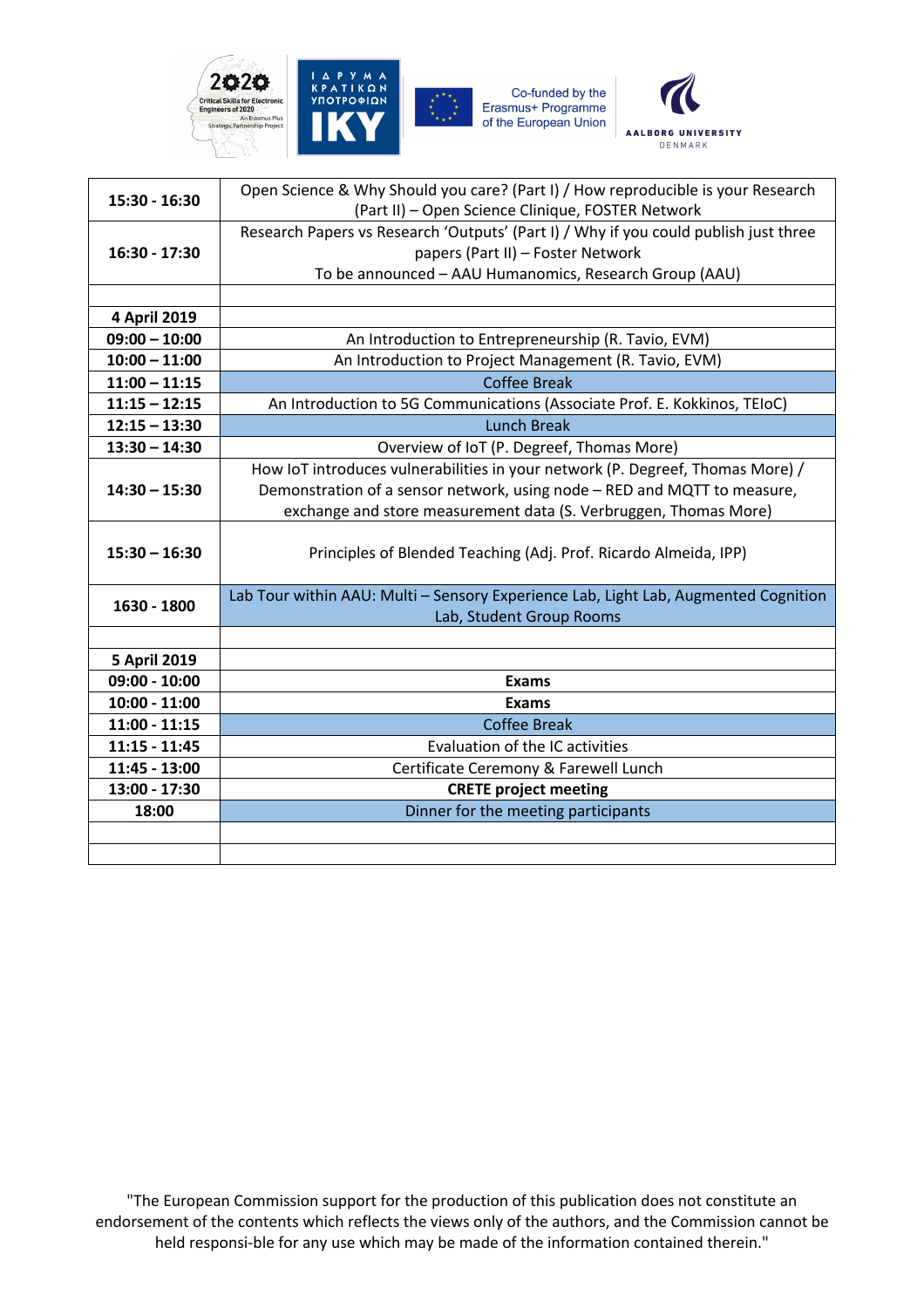| | |
|---|---|
| **15:30 - 16:30** | Open Science & Why Should you care? (Part I) / How reproducible is your Research (Part II) – Open Science Clinique, FOSTER Network |
| **16:30 - 17:30** | Research Papers vs Research 'Outputs' (Part I) / Why if you could publish just three papers (Part II) – Foster Network<br>To be announced – AAU Humanomics, Research Group (AAU) |
| | |
| **4 April 2019** | |
| **09:00 – 10:00** | An Introduction to Entrepreneurship (R. Tavio, EVM) |
| **10:00 – 11:00** | An Introduction to Project Management (R. Tavio, EVM) |
| **11:00 – 11:15** | Coffee Break |
| **11:15 – 12:15** | An Introduction to 5G Communications (Associate Prof. E. Kokkinos, TEIoC) |
| **12:15 – 13:30** | Lunch Break |
| **13:30 – 14:30** | Overview of IoT (P. Degreef, Thomas More) |
| **14:30 – 15:30** | How IoT introduces vulnerabilities in your network (P. Degreef, Thomas More) / Demonstration of a sensor network, using node – RED and MQTT to measure, exchange and store measurement data (S. Verbruggen, Thomas More) |
| **15:30 – 16:30** | Principles of Blended Teaching (Adj. Prof. Ricardo Almeida, IPP) |
| **1630 - 1800** | Lab Tour within AAU: Multi – Sensory Experience Lab, Light Lab, Augmented Cognition Lab, Student Group Rooms |
| | |
| **5 April 2019** | |
| **09:00 - 10:00** | **Exams** |
| **10:00 - 11:00** | **Exams** |
| **11:00 - 11:15** | Coffee Break |
| **11:15 - 11:45** | Evaluation of the IC activities |
| **11:45 - 13:00** | Certificate Ceremony & Farewell Lunch |
| **13:00 - 17:30** | **CRETE project meeting** |
| **18:00** | Dinner for the meeting participants |
| | |
| | |

"The European Commission support for the production of this publication does not constitute an endorsement of the contents which reflects the views only of the authors, and the Commission cannot be held responsi-ble for any use which may be made of the information contained therein."